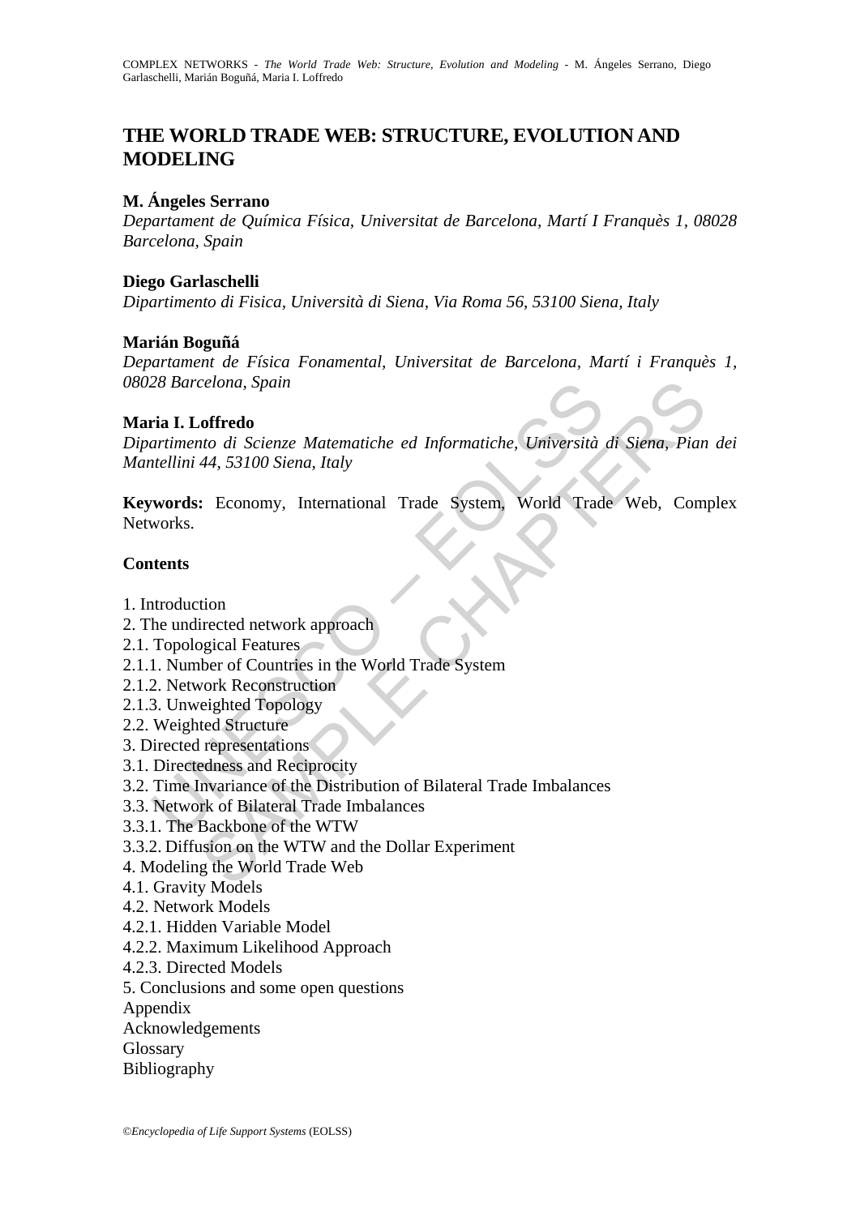# THE WORLD TRADE WEB: STRUCTURE, EVOLUTION AND MODELING

**M. Ángeles Serrano**

*Departament de Química Física, Universitat de Barcelona, Martí I Franquès 1, 08028 Barcelona, Spain*

**Diego Garlaschelli**

*Dipartimento di Fisica, Università di Siena, Via Roma 56, 53100 Siena, Italy*

**Marián Boguñá**

*Departament de Física Fonamental, Universitat de Barcelona, Martí i Franquès 1, 08028 Barcelona, Spain*

**Maria I. Loffredo**

*Dipartimento di Scienze Matematiche ed Informatiche, Università di Siena, Pian dei Mantellini 44, 53100 Siena, Italy*

**Keywords:** Economy, International Trade System, World Trade Web, Complex Networks.

## Contents

1. Introduction
2. The undirected network approach
2.1. Topological Features
2.1.1. Number of Countries in the World Trade System
2.1.2. Network Reconstruction
2.1.3. Unweighted Topology
2.2. Weighted Structure
3. Directed representations
3.1. Directedness and Reciprocity
3.2. Time Invariance of the Distribution of Bilateral Trade Imbalances
3.3. Network of Bilateral Trade Imbalances
3.3.1. The Backbone of the WTW
3.3.2. Diffusion on the WTW and the Dollar Experiment
4. Modeling the World Trade Web
4.1. Gravity Models
4.2. Network Models
4.2.1. Hidden Variable Model
4.2.2. Maximum Likelihood Approach
4.2.3. Directed Models
5. Conclusions and some open questions
Appendix
Acknowledgements
Glossary
Bibliography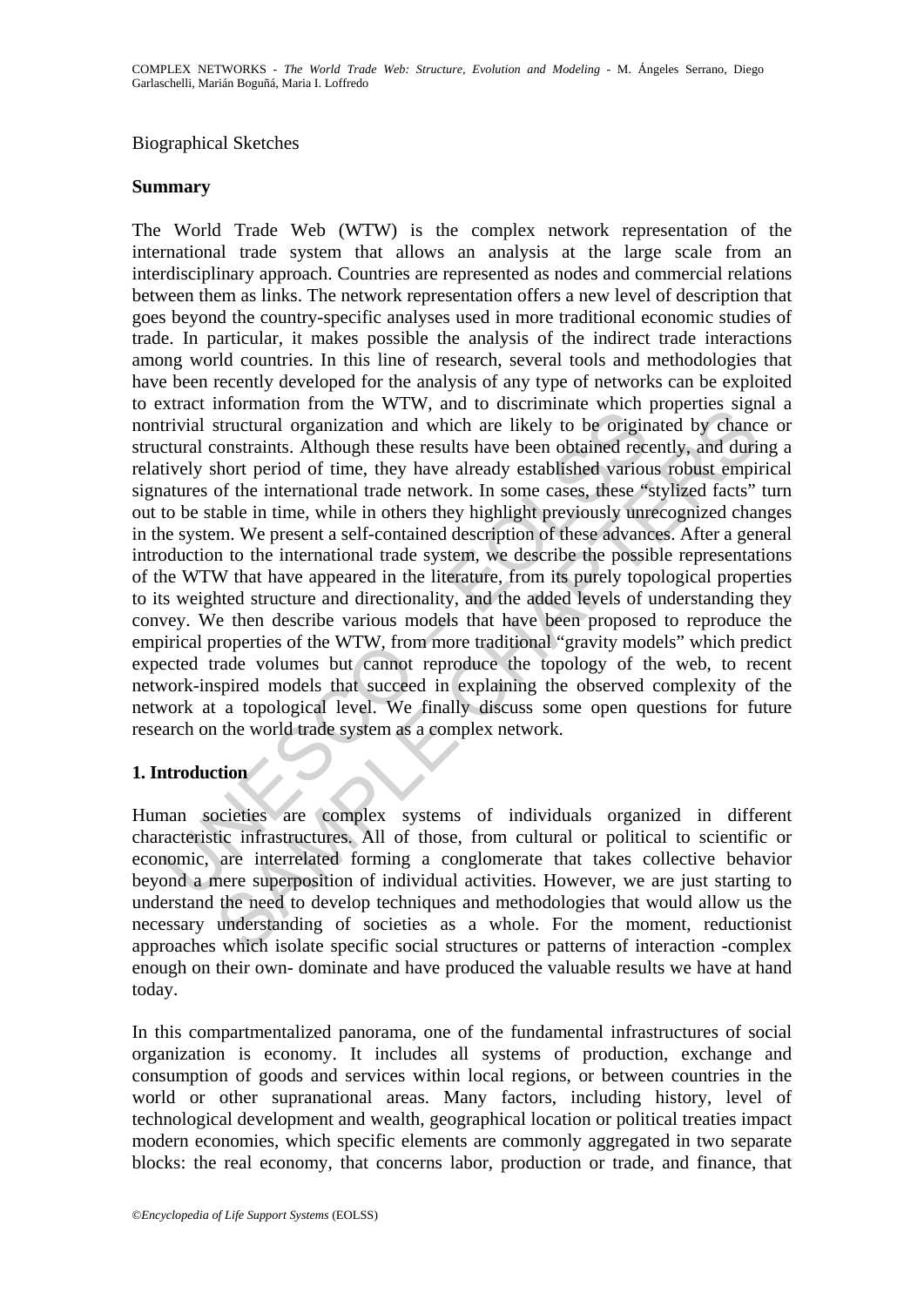Biographical Sketches

## Summary

The World Trade Web (WTW) is the complex network representation of the international trade system that allows an analysis at the large scale from an interdisciplinary approach. Countries are represented as nodes and commercial relations between them as links. The network representation offers a new level of description that goes beyond the country-specific analyses used in more traditional economic studies of trade. In particular, it makes possible the analysis of the indirect trade interactions among world countries. In this line of research, several tools and methodologies that have been recently developed for the analysis of any type of networks can be exploited to extract information from the WTW, and to discriminate which properties signal a nontrivial structural organization and which are likely to be originated by chance or structural constraints. Although these results have been obtained recently, and during a relatively short period of time, they have already established various robust empirical signatures of the international trade network. In some cases, these "stylized facts" turn out to be stable in time, while in others they highlight previously unrecognized changes in the system. We present a self-contained description of these advances. After a general introduction to the international trade system, we describe the possible representations of the WTW that have appeared in the literature, from its purely topological properties to its weighted structure and directionality, and the added levels of understanding they convey. We then describe various models that have been proposed to reproduce the empirical properties of the WTW, from more traditional "gravity models" which predict expected trade volumes but cannot reproduce the topology of the web, to recent network-inspired models that succeed in explaining the observed complexity of the network at a topological level. We finally discuss some open questions for future research on the world trade system as a complex network.

## 1. Introduction

Human societies are complex systems of individuals organized in different characteristic infrastructures. All of those, from cultural or political to scientific or economic, are interrelated forming a conglomerate that takes collective behavior beyond a mere superposition of individual activities. However, we are just starting to understand the need to develop techniques and methodologies that would allow us the necessary understanding of societies as a whole. For the moment, reductionist approaches which isolate specific social structures or patterns of interaction -complex enough on their own- dominate and have produced the valuable results we have at hand today.

In this compartmentalized panorama, one of the fundamental infrastructures of social organization is economy. It includes all systems of production, exchange and consumption of goods and services within local regions, or between countries in the world or other supranational areas. Many factors, including history, level of technological development and wealth, geographical location or political treaties impact modern economies, which specific elements are commonly aggregated in two separate blocks: the real economy, that concerns labor, production or trade, and finance, that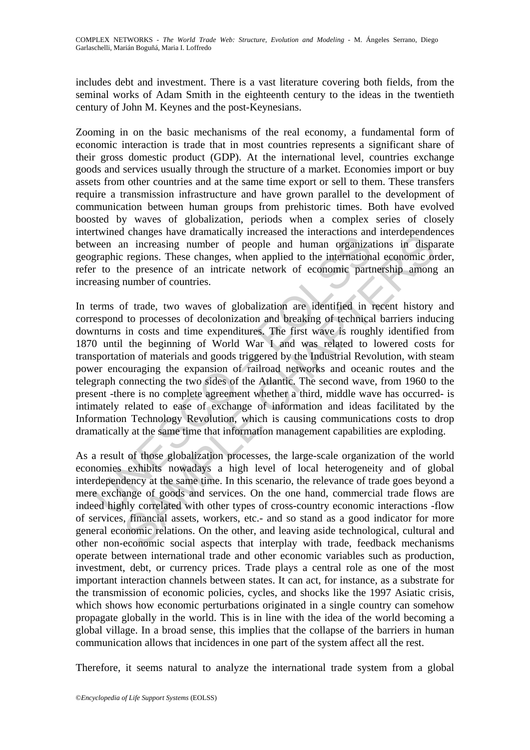includes debt and investment. There is a vast literature covering both fields, from the seminal works of Adam Smith in the eighteenth century to the ideas in the twentieth century of John M. Keynes and the post-Keynesians.

Zooming in on the basic mechanisms of the real economy, a fundamental form of economic interaction is trade that in most countries represents a significant share of their gross domestic product (GDP). At the international level, countries exchange goods and services usually through the structure of a market. Economies import or buy assets from other countries and at the same time export or sell to them. These transfers require a transmission infrastructure and have grown parallel to the development of communication between human groups from prehistoric times. Both have evolved boosted by waves of globalization, periods when a complex series of closely intertwined changes have dramatically increased the interactions and interdependences between an increasing number of people and human organizations in disparate geographic regions. These changes, when applied to the international economic order, refer to the presence of an intricate network of economic partnership among an increasing number of countries.

In terms of trade, two waves of globalization are identified in recent history and correspond to processes of decolonization and breaking of technical barriers inducing downturns in costs and time expenditures. The first wave is roughly identified from 1870 until the beginning of World War I and was related to lowered costs for transportation of materials and goods triggered by the Industrial Revolution, with steam power encouraging the expansion of railroad networks and oceanic routes and the telegraph connecting the two sides of the Atlantic. The second wave, from 1960 to the present -there is no complete agreement whether a third, middle wave has occurred- is intimately related to ease of exchange of information and ideas facilitated by the Information Technology Revolution, which is causing communications costs to drop dramatically at the same time that information management capabilities are exploding.

As a result of those globalization processes, the large-scale organization of the world economies exhibits nowadays a high level of local heterogeneity and of global interdependency at the same time. In this scenario, the relevance of trade goes beyond a mere exchange of goods and services. On the one hand, commercial trade flows are indeed highly correlated with other types of cross-country economic interactions -flow of services, financial assets, workers, etc.- and so stand as a good indicator for more general economic relations. On the other, and leaving aside technological, cultural and other non-economic social aspects that interplay with trade, feedback mechanisms operate between international trade and other economic variables such as production, investment, debt, or currency prices. Trade plays a central role as one of the most important interaction channels between states. It can act, for instance, as a substrate for the transmission of economic policies, cycles, and shocks like the 1997 Asiatic crisis, which shows how economic perturbations originated in a single country can somehow propagate globally in the world. This is in line with the idea of the world becoming a global village. In a broad sense, this implies that the collapse of the barriers in human communication allows that incidences in one part of the system affect all the rest.

Therefore, it seems natural to analyze the international trade system from a global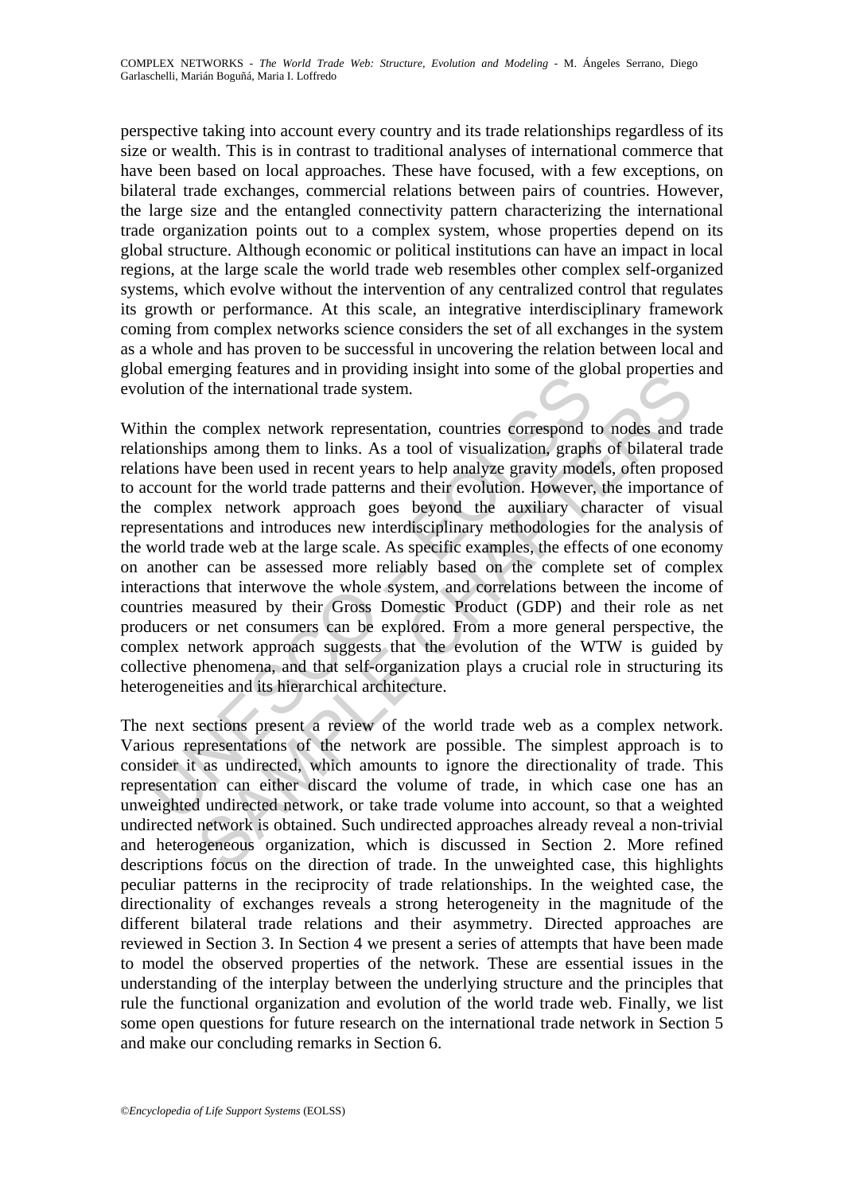perspective taking into account every country and its trade relationships regardless of its size or wealth. This is in contrast to traditional analyses of international commerce that have been based on local approaches. These have focused, with a few exceptions, on bilateral trade exchanges, commercial relations between pairs of countries. However, the large size and the entangled connectivity pattern characterizing the international trade organization points out to a complex system, whose properties depend on its global structure. Although economic or political institutions can have an impact in local regions, at the large scale the world trade web resembles other complex self-organized systems, which evolve without the intervention of any centralized control that regulates its growth or performance. At this scale, an integrative interdisciplinary framework coming from complex networks science considers the set of all exchanges in the system as a whole and has proven to be successful in uncovering the relation between local and global emerging features and in providing insight into some of the global properties and evolution of the international trade system.

Within the complex network representation, countries correspond to nodes and trade relationships among them to links. As a tool of visualization, graphs of bilateral trade relations have been used in recent years to help analyze gravity models, often proposed to account for the world trade patterns and their evolution. However, the importance of the complex network approach goes beyond the auxiliary character of visual representations and introduces new interdisciplinary methodologies for the analysis of the world trade web at the large scale. As specific examples, the effects of one economy on another can be assessed more reliably based on the complete set of complex interactions that interwove the whole system, and correlations between the income of countries measured by their Gross Domestic Product (GDP) and their role as net producers or net consumers can be explored. From a more general perspective, the complex network approach suggests that the evolution of the WTW is guided by collective phenomena, and that self-organization plays a crucial role in structuring its heterogeneities and its hierarchical architecture.

The next sections present a review of the world trade web as a complex network. Various representations of the network are possible. The simplest approach is to consider it as undirected, which amounts to ignore the directionality of trade. This representation can either discard the volume of trade, in which case one has an unweighted undirected network, or take trade volume into account, so that a weighted undirected network is obtained. Such undirected approaches already reveal a non-trivial and heterogeneous organization, which is discussed in Section 2. More refined descriptions focus on the direction of trade. In the unweighted case, this highlights peculiar patterns in the reciprocity of trade relationships. In the weighted case, the directionality of exchanges reveals a strong heterogeneity in the magnitude of the different bilateral trade relations and their asymmetry. Directed approaches are reviewed in Section 3. In Section 4 we present a series of attempts that have been made to model the observed properties of the network. These are essential issues in the understanding of the interplay between the underlying structure and the principles that rule the functional organization and evolution of the world trade web. Finally, we list some open questions for future research on the international trade network in Section 5 and make our concluding remarks in Section 6.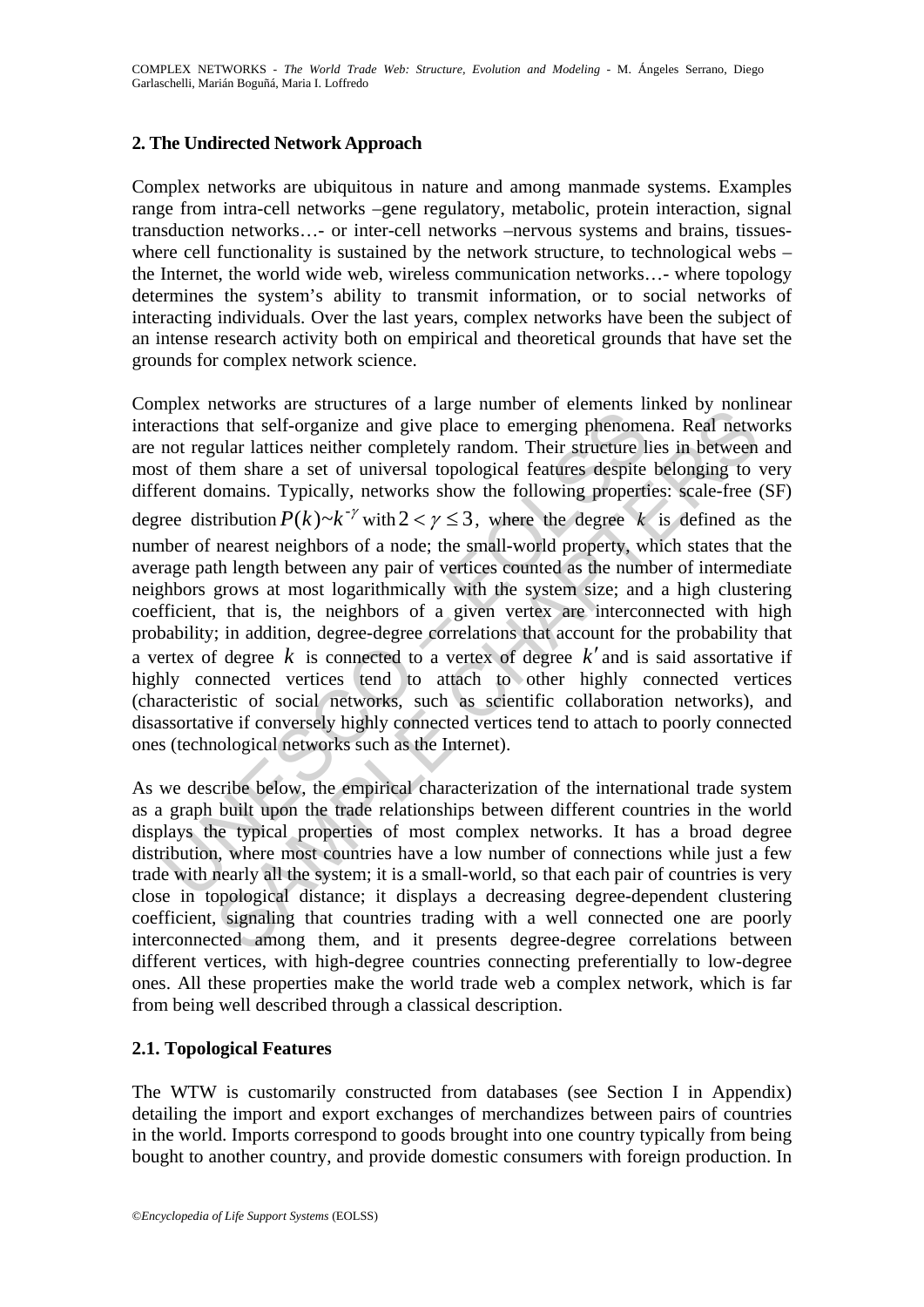## 2. The Undirected Network Approach

Complex networks are ubiquitous in nature and among manmade systems. Examples range from intra-cell networks –gene regulatory, metabolic, protein interaction, signal transduction networks…- or inter-cell networks –nervous systems and brains, tissues- where cell functionality is sustained by the network structure, to technological webs –the Internet, the world wide web, wireless communication networks…- where topology determines the system's ability to transmit information, or to social networks of interacting individuals. Over the last years, complex networks have been the subject of an intense research activity both on empirical and theoretical grounds that have set the grounds for complex network science.

Complex networks are structures of a large number of elements linked by nonlinear interactions that self-organize and give place to emerging phenomena. Real networks are not regular lattices neither completely random. Their structure lies in between and most of them share a set of universal topological features despite belonging to very different domains. Typically, networks show the following properties: scale-free (SF) degree distribution $P(k) \sim k^{-\gamma}$ with $2 < \gamma \leq 3$, where the degree $k$ is defined as the number of nearest neighbors of a node; the small-world property, which states that the average path length between any pair of vertices counted as the number of intermediate neighbors grows at most logarithmically with the system size; and a high clustering coefficient, that is, the neighbors of a given vertex are interconnected with high probability; in addition, degree-degree correlations that account for the probability that a vertex of degree $k$ is connected to a vertex of degree $k'$ and is said assortative if highly connected vertices tend to attach to other highly connected vertices (characteristic of social networks, such as scientific collaboration networks), and disassortative if conversely highly connected vertices tend to attach to poorly connected ones (technological networks such as the Internet).

As we describe below, the empirical characterization of the international trade system as a graph built upon the trade relationships between different countries in the world displays the typical properties of most complex networks. It has a broad degree distribution, where most countries have a low number of connections while just a few trade with nearly all the system; it is a small-world, so that each pair of countries is very close in topological distance; it displays a decreasing degree-dependent clustering coefficient, signaling that countries trading with a well connected one are poorly interconnected among them, and it presents degree-degree correlations between different vertices, with high-degree countries connecting preferentially to low-degree ones. All these properties make the world trade web a complex network, which is far from being well described through a classical description.

### 2.1. Topological Features

The WTW is customarily constructed from databases (see Section I in Appendix) detailing the import and export exchanges of merchandizes between pairs of countries in the world. Imports correspond to goods brought into one country typically from being bought to another country, and provide domestic consumers with foreign production. In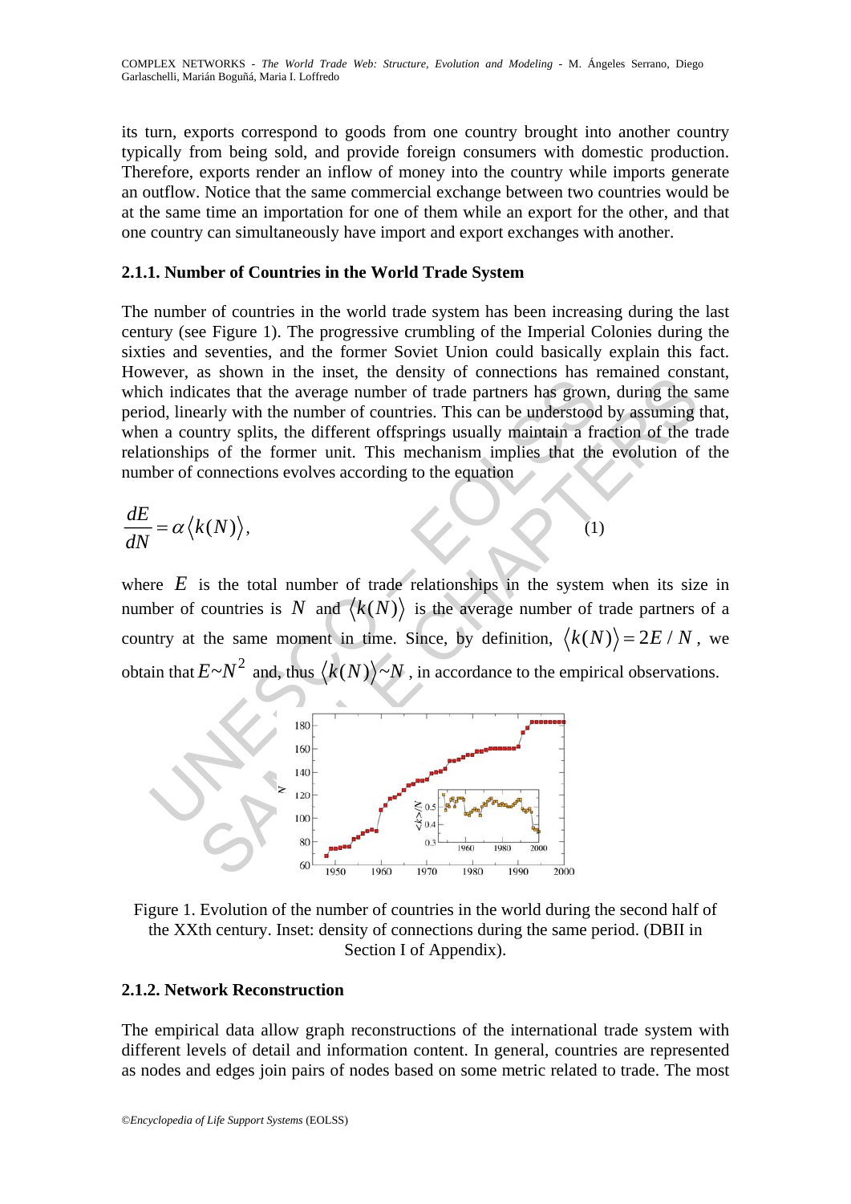its turn, exports correspond to goods from one country brought into another country typically from being sold, and provide foreign consumers with domestic production. Therefore, exports render an inflow of money into the country while imports generate an outflow. Notice that the same commercial exchange between two countries would be at the same time an importation for one of them while an export for the other, and that one country can simultaneously have import and export exchanges with another.

### 2.1.1. Number of Countries in the World Trade System

The number of countries in the world trade system has been increasing during the last century (see Figure 1). The progressive crumbling of the Imperial Colonies during the sixties and seventies, and the former Soviet Union could basically explain this fact. However, as shown in the inset, the density of connections has remained constant, which indicates that the average number of trade partners has grown, during the same period, linearly with the number of countries. This can be understood by assuming that, when a country splits, the different offsprings usually maintain a fraction of the trade relationships of the former unit. This mechanism implies that the evolution of the number of connections evolves according to the equation

$$\frac{dE}{dN} = \alpha \langle k(N) \rangle, \tag{1}$$

where $E$ is the total number of trade relationships in the system when its size in number of countries is $N$ and $\langle k(N) \rangle$ is the average number of trade partners of a country at the same moment in time. Since, by definition, $\langle k(N) \rangle = 2E/N$, we obtain that $E \sim N^2$ and, thus $\langle k(N) \rangle \sim N$, in accordance to the empirical observations.

Figure 1. Evolution of the number of countries in the world during the second half of the XXth century. Inset: density of connections during the same period. (DBII in Section I of Appendix).

### 2.1.2. Network Reconstruction

The empirical data allow graph reconstructions of the international trade system with different levels of detail and information content. In general, countries are represented as nodes and edges join pairs of nodes based on some metric related to trade. The most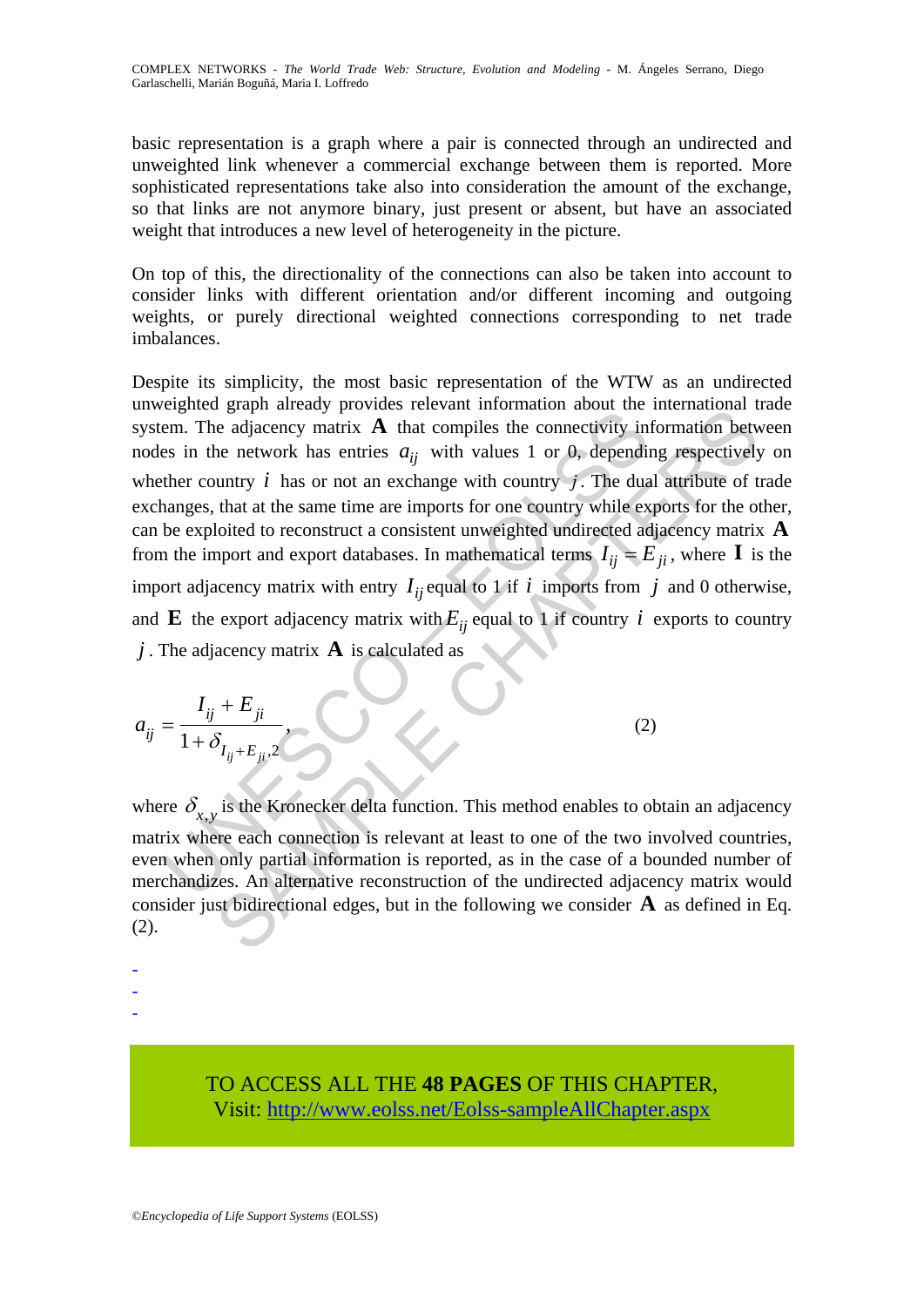basic representation is a graph where a pair is connected through an undirected and unweighted link whenever a commercial exchange between them is reported. More sophisticated representations take also into consideration the amount of the exchange, so that links are not anymore binary, just present or absent, but have an associated weight that introduces a new level of heterogeneity in the picture.

On top of this, the directionality of the connections can also be taken into account to consider links with different orientation and/or different incoming and outgoing weights, or purely directional weighted connections corresponding to net trade imbalances.

Despite its simplicity, the most basic representation of the WTW as an undirected unweighted graph already provides relevant information about the international trade system. The adjacency matrix $\mathbf{A}$ that compiles the connectivity information between nodes in the network has entries $a_{ij}$ with values 1 or 0, depending respectively on whether country $i$ has or not an exchange with country $j$. The dual attribute of trade exchanges, that at the same time are imports for one country while exports for the other, can be exploited to reconstruct a consistent unweighted undirected adjacency matrix $\mathbf{A}$ from the import and export databases. In mathematical terms $I_{ij} = E_{ji}$, where $\mathbf{I}$ is the import adjacency matrix with entry $I_{ij}$ equal to 1 if $i$ imports from $j$ and 0 otherwise, and $\mathbf{E}$ the export adjacency matrix with $E_{ij}$ equal to 1 if country $i$ exports to country $j$. The adjacency matrix $\mathbf{A}$ is calculated as

$$a_{ij} = \frac{I_{ij} + E_{ji}}{1 + \delta_{I_{ij}+E_{ji},2}}, \tag{2}$$

where $\delta_{x,y}$ is the Kronecker delta function. This method enables to obtain an adjacency matrix where each connection is relevant at least to one of the two involved countries, even when only partial information is reported, as in the case of a bounded number of merchandizes. An alternative reconstruction of the undirected adjacency matrix would consider just bidirectional edges, but in the following we consider $\mathbf{A}$ as defined in Eq. (2).

-
-
-

TO ACCESS ALL THE **48 PAGES** OF THIS CHAPTER,
Visit: http://www.eolss.net/Eolss-sampleAllChapter.aspx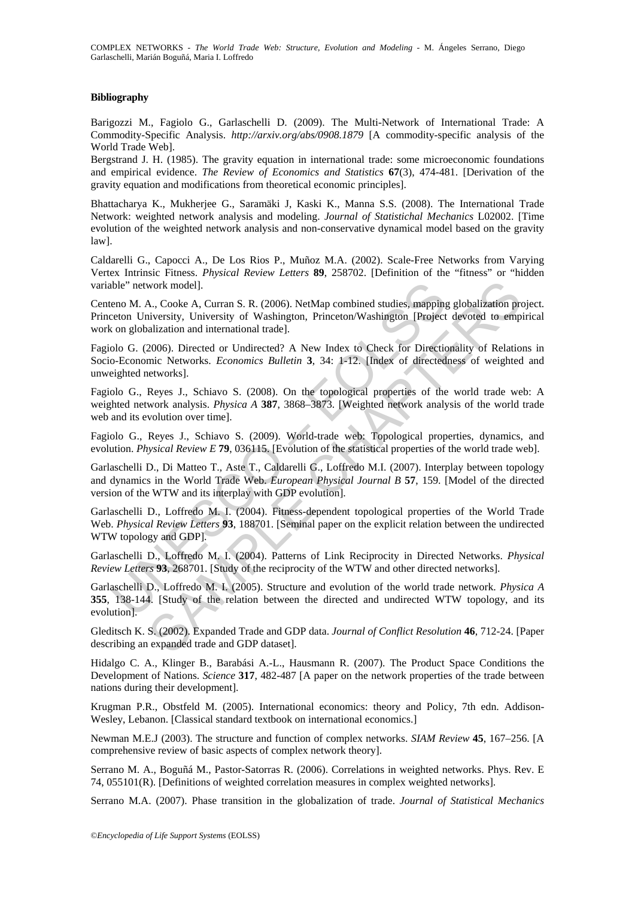**Bibliography**

Barigozzi M., Fagiolo G., Garlaschelli D. (2009). The Multi-Network of International Trade: A Commodity-Specific Analysis. *http://arxiv.org/abs/0908.1879* [A commodity-specific analysis of the World Trade Web].

Bergstrand J. H. (1985). The gravity equation in international trade: some microeconomic foundations and empirical evidence. *The Review of Economics and Statistics* **67**(3), 474-481. [Derivation of the gravity equation and modifications from theoretical economic principles].

Bhattacharya K., Mukherjee G., Saramäki J, Kaski K., Manna S.S. (2008). The International Trade Network: weighted network analysis and modeling. *Journal of Statistichal Mechanics* L02002. [Time evolution of the weighted network analysis and non-conservative dynamical model based on the gravity law].

Caldarelli G., Capocci A., De Los Rios P., Muñoz M.A. (2002). Scale-Free Networks from Varying Vertex Intrinsic Fitness. *Physical Review Letters* **89**, 258702. [Definition of the "fitness" or "hidden variable" network model].

Centeno M. A., Cooke A, Curran S. R. (2006). NetMap combined studies, mapping globalization project. Princeton University, University of Washington, Princeton/Washington [Project devoted to empirical work on globalization and international trade].

Fagiolo G. (2006). Directed or Undirected? A New Index to Check for Directionality of Relations in Socio-Economic Networks. *Economics Bulletin* **3**, 34: 1-12. [Index of directedness of weighted and unweighted networks].

Fagiolo G., Reyes J., Schiavo S. (2008). On the topological properties of the world trade web: A weighted network analysis. *Physica A* **387**, 3868–3873. [Weighted network analysis of the world trade web and its evolution over time].

Fagiolo G., Reyes J., Schiavo S. (2009). World-trade web: Topological properties, dynamics, and evolution. *Physical Review E* **79**, 036115. [Evolution of the statistical properties of the world trade web].

Garlaschelli D., Di Matteo T., Aste T., Caldarelli G., Loffredo M.I. (2007). Interplay between topology and dynamics in the World Trade Web. *European Physical Journal B* **57**, 159. [Model of the directed version of the WTW and its interplay with GDP evolution].

Garlaschelli D., Loffredo M. I. (2004). Fitness-dependent topological properties of the World Trade Web. *Physical Review Letters* **93**, 188701. [Seminal paper on the explicit relation between the undirected WTW topology and GDP].

Garlaschelli D., Loffredo M. I. (2004). Patterns of Link Reciprocity in Directed Networks. *Physical Review Letters* **93**, 268701. [Study of the reciprocity of the WTW and other directed networks].

Garlaschelli D., Loffredo M. I. (2005). Structure and evolution of the world trade network. *Physica A* **355**, 138-144. [Study of the relation between the directed and undirected WTW topology, and its evolution].

Gleditsch K. S. (2002). Expanded Trade and GDP data. *Journal of Conflict Resolution* **46**, 712-24. [Paper describing an expanded trade and GDP dataset].

Hidalgo C. A., Klinger B., Barabási A.-L., Hausmann R. (2007). The Product Space Conditions the Development of Nations. *Science* **317**, 482-487 [A paper on the network properties of the trade between nations during their development].

Krugman P.R., Obstfeld M. (2005). International economics: theory and Policy, 7th edn. Addison-Wesley, Lebanon. [Classical standard textbook on international economics.]

Newman M.E.J (2003). The structure and function of complex networks. *SIAM Review* **45**, 167–256. [A comprehensive review of basic aspects of complex network theory].

Serrano M. A., Boguñá M., Pastor-Satorras R. (2006). Correlations in weighted networks. Phys. Rev. E 74, 055101(R). [Definitions of weighted correlation measures in complex weighted networks].

Serrano M.A. (2007). Phase transition in the globalization of trade. *Journal of Statistical Mechanics*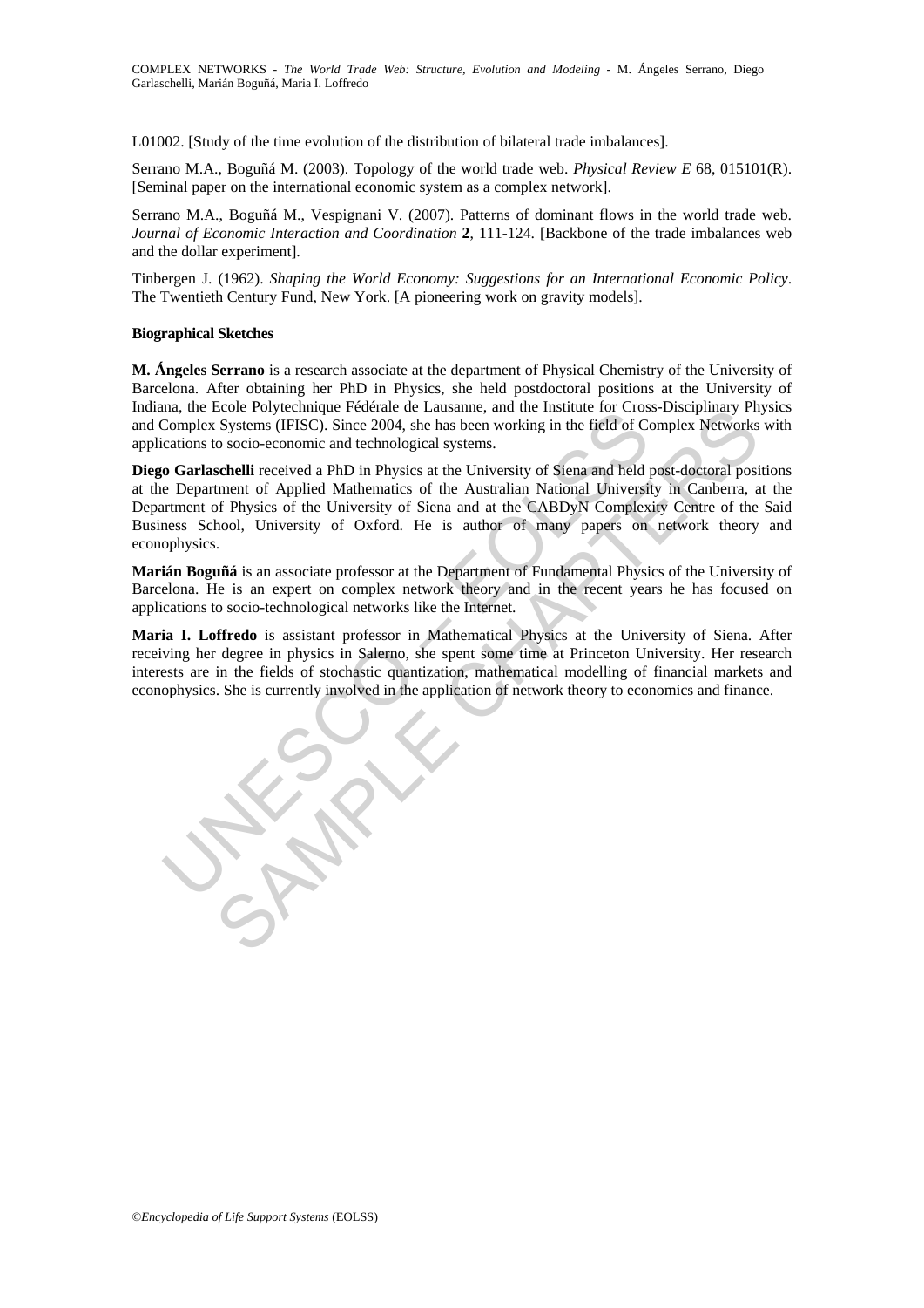L01002. [Study of the time evolution of the distribution of bilateral trade imbalances].

Serrano M.A., Boguñá M. (2003). Topology of the world trade web. *Physical Review E* 68, 015101(R). [Seminal paper on the international economic system as a complex network].

Serrano M.A., Boguñá M., Vespignani V. (2007). Patterns of dominant flows in the world trade web. *Journal of Economic Interaction and Coordination* **2**, 111-124. [Backbone of the trade imbalances web and the dollar experiment].

Tinbergen J. (1962). *Shaping the World Economy: Suggestions for an International Economic Policy*. The Twentieth Century Fund, New York. [A pioneering work on gravity models].

**Biographical Sketches**

**M. Ángeles Serrano** is a research associate at the department of Physical Chemistry of the University of Barcelona. After obtaining her PhD in Physics, she held postdoctoral positions at the University of Indiana, the Ecole Polytechnique Fédérale de Lausanne, and the Institute for Cross-Disciplinary Physics and Complex Systems (IFISC). Since 2004, she has been working in the field of Complex Networks with applications to socio-economic and technological systems.

**Diego Garlaschelli** received a PhD in Physics at the University of Siena and held post-doctoral positions at the Department of Applied Mathematics of the Australian National University in Canberra, at the Department of Physics of the University of Siena and at the CABDyN Complexity Centre of the Said Business School, University of Oxford. He is author of many papers on network theory and econophysics.

**Marián Boguñá** is an associate professor at the Department of Fundamental Physics of the University of Barcelona. He is an expert on complex network theory and in the recent years he has focused on applications to socio-technological networks like the Internet.

**Maria I. Loffredo** is assistant professor in Mathematical Physics at the University of Siena. After receiving her degree in physics in Salerno, she spent some time at Princeton University. Her research interests are in the fields of stochastic quantization, mathematical modelling of financial markets and econophysics. She is currently involved in the application of network theory to economics and finance.